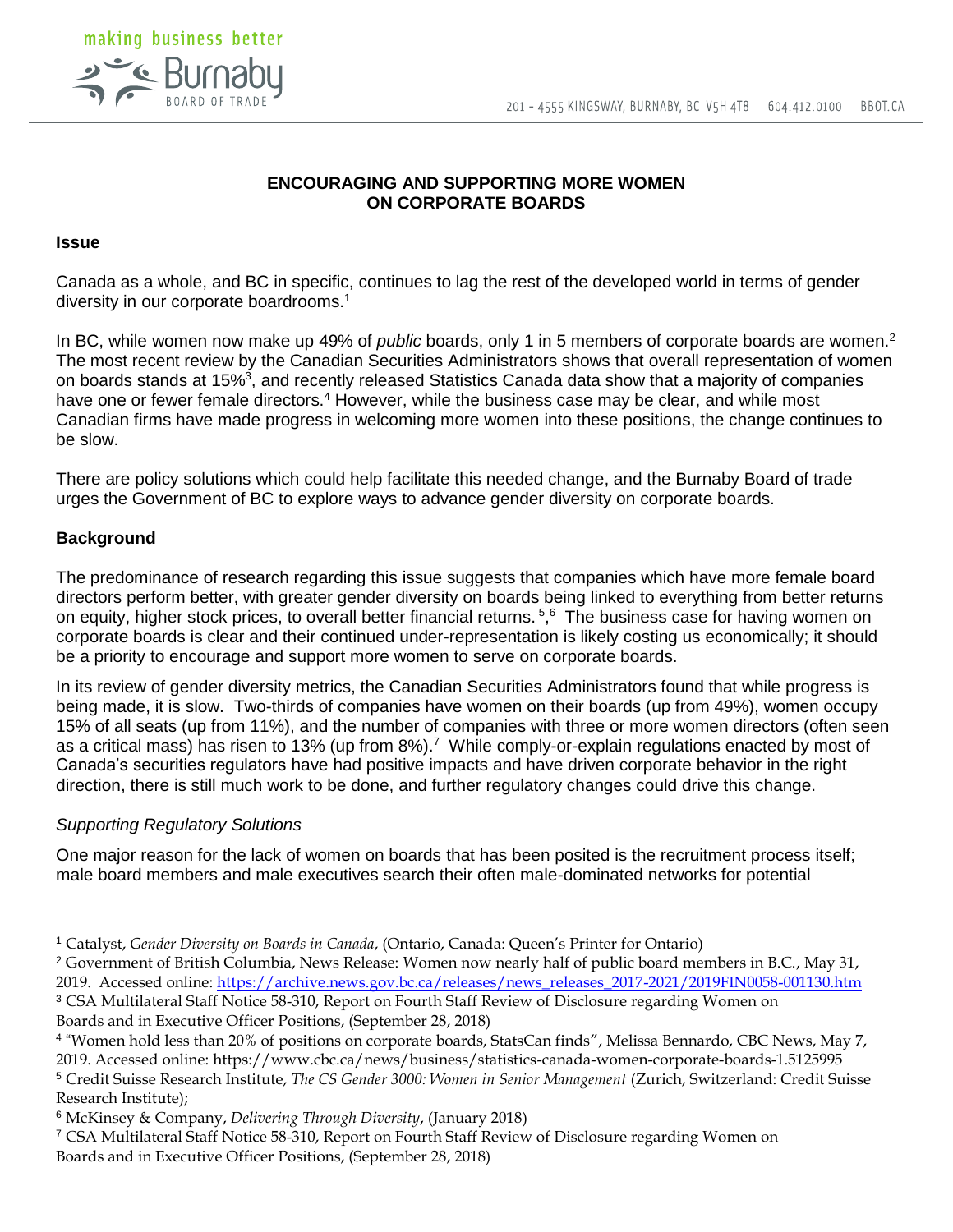# ENCOURAGING AND SUPPORTING MORE WOMEN ON CORPORATE BOARDS

## Issue

Canada as a whole, and BC in specific, continues to lag the rest of the developed world in terms of gender diversity in our corporate boardrooms.[1]

In BC, while women now make up 49% of *public* boards, only 1 in 5 members of corporate boards are women.[2] The most recent review by the Canadian Securities Administrators shows that overall representation of women on boards stands at 15%[3], and recently released Statistics Canada data show that a majority of companies have one or fewer female directors.[4] However, while the business case may be clear, and while most Canadian firms have made progress in welcoming more women into these positions, the change continues to be slow.

There are policy solutions which could help facilitate this needed change, and the Burnaby Board of trade urges the Government of BC to explore ways to advance gender diversity on corporate boards.

## Background

The predominance of research regarding this issue suggests that companies which have more female board directors perform better, with greater gender diversity on boards being linked to everything from better returns on equity, higher stock prices, to overall better financial returns. [5],[6] The business case for having women on corporate boards is clear and their continued under-representation is likely costing us economically; it should be a priority to encourage and support more women to serve on corporate boards.

In its review of gender diversity metrics, the Canadian Securities Administrators found that while progress is being made, it is slow. Two-thirds of companies have women on their boards (up from 49%), women occupy 15% of all seats (up from 11%), and the number of companies with three or more women directors (often seen as a critical mass) has risen to 13% (up from 8%).[7] While comply-or-explain regulations enacted by most of Canada's securities regulators have had positive impacts and have driven corporate behavior in the right direction, there is still much work to be done, and further regulatory changes could drive this change.

### *Supporting Regulatory Solutions*

One major reason for the lack of women on boards that has been posited is the recruitment process itself; male board members and male executives search their often male-dominated networks for potential

---

[1] Catalyst, *Gender Diversity on Boards in Canada*, (Ontario, Canada: Queen's Printer for Ontario)

[2] Government of British Columbia, News Release: Women now nearly half of public board members in B.C., May 31, 2019. Accessed online: https://archive.news.gov.bc.ca/releases/news_releases_2017-2021/2019FIN0058-001130.htm

[3] CSA Multilateral Staff Notice 58-310, Report on Fourth Staff Review of Disclosure regarding Women on Boards and in Executive Officer Positions, (September 28, 2018)

[4] "Women hold less than 20% of positions on corporate boards, StatsCan finds", Melissa Bennardo, CBC News, May 7, 2019. Accessed online: https://www.cbc.ca/news/business/statistics-canada-women-corporate-boards-1.5125995

[5] Credit Suisse Research Institute, *The CS Gender 3000: Women in Senior Management* (Zurich, Switzerland: Credit Suisse Research Institute);

[6] McKinsey & Company, *Delivering Through Diversity*, (January 2018)

[7] CSA Multilateral Staff Notice 58-310, Report on Fourth Staff Review of Disclosure regarding Women on Boards and in Executive Officer Positions, (September 28, 2018)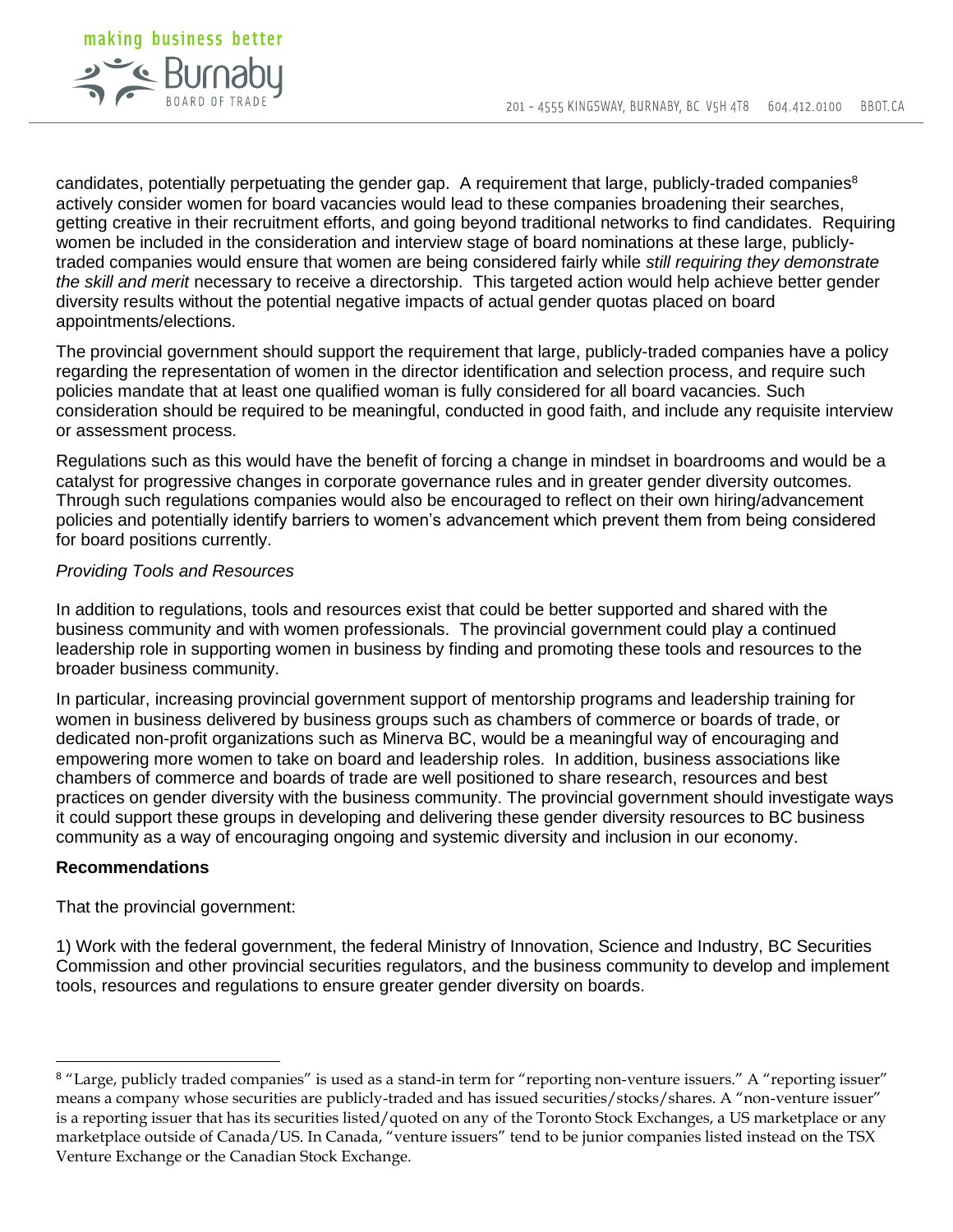candidates, potentially perpetuating the gender gap. A requirement that large, publicly-traded companies[8] actively consider women for board vacancies would lead to these companies broadening their searches, getting creative in their recruitment efforts, and going beyond traditional networks to find candidates. Requiring women be included in the consideration and interview stage of board nominations at these large, publicly-traded companies would ensure that women are being considered fairly while *still requiring they demonstrate the skill and merit* necessary to receive a directorship. This targeted action would help achieve better gender diversity results without the potential negative impacts of actual gender quotas placed on board appointments/elections.

The provincial government should support the requirement that large, publicly-traded companies have a policy regarding the representation of women in the director identification and selection process, and require such policies mandate that at least one qualified woman is fully considered for all board vacancies. Such consideration should be required to be meaningful, conducted in good faith, and include any requisite interview or assessment process.

Regulations such as this would have the benefit of forcing a change in mindset in boardrooms and would be a catalyst for progressive changes in corporate governance rules and in greater gender diversity outcomes. Through such regulations companies would also be encouraged to reflect on their own hiring/advancement policies and potentially identify barriers to women's advancement which prevent them from being considered for board positions currently.

*Providing Tools and Resources*

In addition to regulations, tools and resources exist that could be better supported and shared with the business community and with women professionals. The provincial government could play a continued leadership role in supporting women in business by finding and promoting these tools and resources to the broader business community.

In particular, increasing provincial government support of mentorship programs and leadership training for women in business delivered by business groups such as chambers of commerce or boards of trade, or dedicated non-profit organizations such as Minerva BC, would be a meaningful way of encouraging and empowering more women to take on board and leadership roles. In addition, business associations like chambers of commerce and boards of trade are well positioned to share research, resources and best practices on gender diversity with the business community. The provincial government should investigate ways it could support these groups in developing and delivering these gender diversity resources to BC business community as a way of encouraging ongoing and systemic diversity and inclusion in our economy.

**Recommendations**

That the provincial government:

1) Work with the federal government, the federal Ministry of Innovation, Science and Industry, BC Securities Commission and other provincial securities regulators, and the business community to develop and implement tools, resources and regulations to ensure greater gender diversity on boards.

---

[8] "Large, publicly traded companies" is used as a stand-in term for "reporting non-venture issuers." A "reporting issuer" means a company whose securities are publicly-traded and has issued securities/stocks/shares. A "non-venture issuer" is a reporting issuer that has its securities listed/quoted on any of the Toronto Stock Exchanges, a US marketplace or any marketplace outside of Canada/US. In Canada, "venture issuers" tend to be junior companies listed instead on the TSX Venture Exchange or the Canadian Stock Exchange.